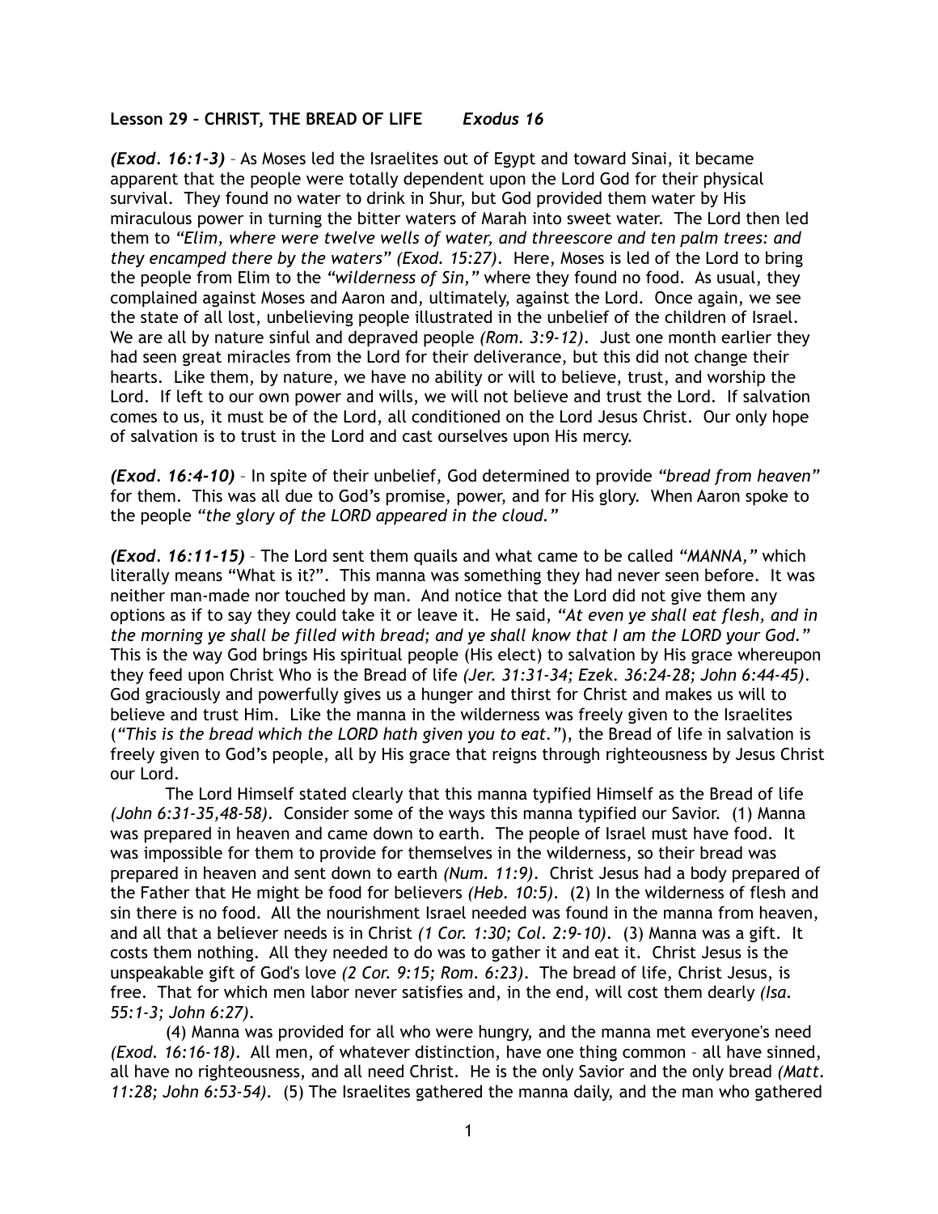**Lesson 29 – CHRIST, THE BREAD OF LIFE** ***Exodus 16***

***(Exod. 16:1-3)*** – As Moses led the Israelites out of Egypt and toward Sinai, it became apparent that the people were totally dependent upon the Lord God for their physical survival. They found no water to drink in Shur, but God provided them water by His miraculous power in turning the bitter waters of Marah into sweet water. The Lord then led them to *"Elim, where were twelve wells of water, and threescore and ten palm trees: and they encamped there by the waters" (Exod. 15:27)*. Here, Moses is led of the Lord to bring the people from Elim to the *"wilderness of Sin,"* where they found no food. As usual, they complained against Moses and Aaron and, ultimately, against the Lord. Once again, we see the state of all lost, unbelieving people illustrated in the unbelief of the children of Israel. We are all by nature sinful and depraved people *(Rom. 3:9-12)*. Just one month earlier they had seen great miracles from the Lord for their deliverance, but this did not change their hearts. Like them, by nature, we have no ability or will to believe, trust, and worship the Lord. If left to our own power and wills, we will not believe and trust the Lord. If salvation comes to us, it must be of the Lord, all conditioned on the Lord Jesus Christ. Our only hope of salvation is to trust in the Lord and cast ourselves upon His mercy.

***(Exod. 16:4-10)*** – In spite of their unbelief, God determined to provide *"bread from heaven"* for them. This was all due to God's promise, power, and for His glory. When Aaron spoke to the people *"the glory of the LORD appeared in the cloud."*

***(Exod. 16:11-15)*** – The Lord sent them quails and what came to be called *"MANNA,"* which literally means "What is it?". This manna was something they had never seen before. It was neither man-made nor touched by man. And notice that the Lord did not give them any options as if to say they could take it or leave it. He said, *"At even ye shall eat flesh, and in the morning ye shall be filled with bread; and ye shall know that I am the LORD your God."* This is the way God brings His spiritual people (His elect) to salvation by His grace whereupon they feed upon Christ Who is the Bread of life *(Jer. 31:31-34; Ezek. 36:24-28; John 6:44-45)*. God graciously and powerfully gives us a hunger and thirst for Christ and makes us will to believe and trust Him. Like the manna in the wilderness was freely given to the Israelites (*"This is the bread which the LORD hath given you to eat."*), the Bread of life in salvation is freely given to God's people, all by His grace that reigns through righteousness by Jesus Christ our Lord.

The Lord Himself stated clearly that this manna typified Himself as the Bread of life *(John 6:31-35,48-58)*. Consider some of the ways this manna typified our Savior. (1) Manna was prepared in heaven and came down to earth. The people of Israel must have food. It was impossible for them to provide for themselves in the wilderness, so their bread was prepared in heaven and sent down to earth *(Num. 11:9)*. Christ Jesus had a body prepared of the Father that He might be food for believers *(Heb. 10:5)*. (2) In the wilderness of flesh and sin there is no food. All the nourishment Israel needed was found in the manna from heaven, and all that a believer needs is in Christ *(1 Cor. 1:30; Col. 2:9-10)*. (3) Manna was a gift. It costs them nothing. All they needed to do was to gather it and eat it. Christ Jesus is the unspeakable gift of God's love *(2 Cor. 9:15; Rom. 6:23)*. The bread of life, Christ Jesus, is free. That for which men labor never satisfies and, in the end, will cost them dearly *(Isa. 55:1-3; John 6:27)*.

(4) Manna was provided for all who were hungry, and the manna met everyone's need *(Exod. 16:16-18)*. All men, of whatever distinction, have one thing common – all have sinned, all have no righteousness, and all need Christ. He is the only Savior and the only bread *(Matt. 11:28; John 6:53-54)*. (5) The Israelites gathered the manna daily, and the man who gathered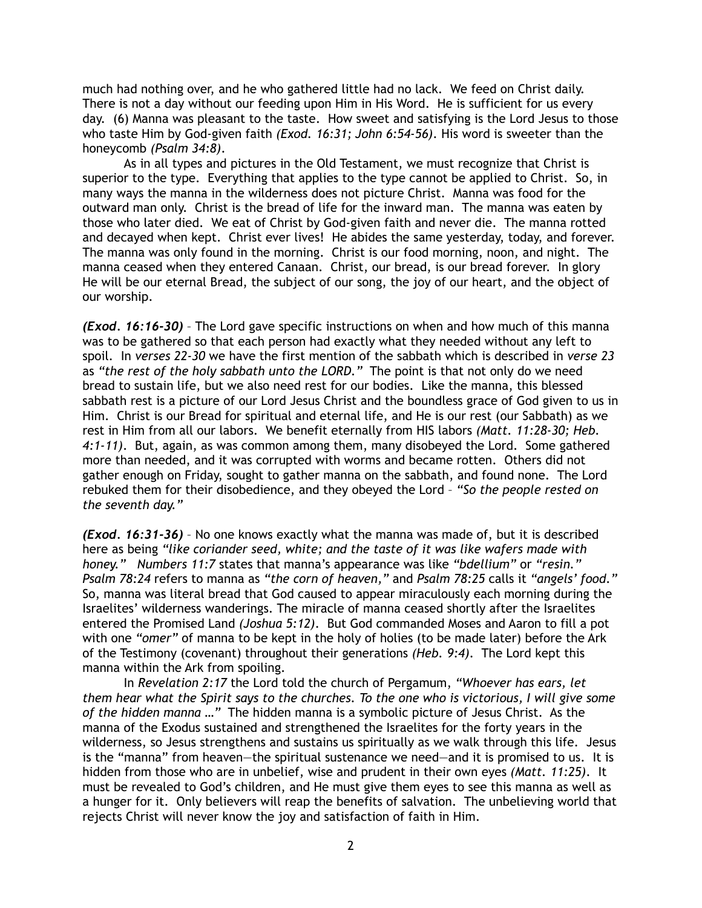much had nothing over, and he who gathered little had no lack. We feed on Christ daily. There is not a day without our feeding upon Him in His Word. He is sufficient for us every day. (6) Manna was pleasant to the taste. How sweet and satisfying is the Lord Jesus to those who taste Him by God-given faith *(Exod. 16:31; John 6:54-56)*. His word is sweeter than the honeycomb *(Psalm 34:8)*.

As in all types and pictures in the Old Testament, we must recognize that Christ is superior to the type. Everything that applies to the type cannot be applied to Christ. So, in many ways the manna in the wilderness does not picture Christ. Manna was food for the outward man only. Christ is the bread of life for the inward man. The manna was eaten by those who later died. We eat of Christ by God-given faith and never die. The manna rotted and decayed when kept. Christ ever lives! He abides the same yesterday, today, and forever. The manna was only found in the morning. Christ is our food morning, noon, and night. The manna ceased when they entered Canaan. Christ, our bread, is our bread forever. In glory He will be our eternal Bread, the subject of our song, the joy of our heart, and the object of our worship.

***(Exod. 16:16-30)*** – The Lord gave specific instructions on when and how much of this manna was to be gathered so that each person had exactly what they needed without any left to spoil. In *verses 22-30* we have the first mention of the sabbath which is described in *verse 23* as *"the rest of the holy sabbath unto the LORD."* The point is that not only do we need bread to sustain life, but we also need rest for our bodies. Like the manna, this blessed sabbath rest is a picture of our Lord Jesus Christ and the boundless grace of God given to us in Him. Christ is our Bread for spiritual and eternal life, and He is our rest (our Sabbath) as we rest in Him from all our labors. We benefit eternally from HIS labors *(Matt. 11:28-30; Heb. 4:1-11)*. But, again, as was common among them, many disobeyed the Lord. Some gathered more than needed, and it was corrupted with worms and became rotten. Others did not gather enough on Friday, sought to gather manna on the sabbath, and found none. The Lord rebuked them for their disobedience, and they obeyed the Lord – *"So the people rested on the seventh day."*

***(Exod. 16:31-36)*** – No one knows exactly what the manna was made of, but it is described here as being *"like coriander seed, white; and the taste of it was like wafers made with honey." Numbers 11:7* states that manna's appearance was like *"bdellium"* or *"resin." Psalm 78:24* refers to manna as *"the corn of heaven,"* and *Psalm 78:25* calls it *"angels' food."* So, manna was literal bread that God caused to appear miraculously each morning during the Israelites' wilderness wanderings. The miracle of manna ceased shortly after the Israelites entered the Promised Land *(Joshua 5:12)*. But God commanded Moses and Aaron to fill a pot with one *"omer"* of manna to be kept in the holy of holies (to be made later) before the Ark of the Testimony (covenant) throughout their generations *(Heb. 9:4)*. The Lord kept this manna within the Ark from spoiling.

In *Revelation 2:17* the Lord told the church of Pergamum, *"Whoever has ears, let them hear what the Spirit says to the churches. To the one who is victorious, I will give some of the hidden manna …"* The hidden manna is a symbolic picture of Jesus Christ. As the manna of the Exodus sustained and strengthened the Israelites for the forty years in the wilderness, so Jesus strengthens and sustains us spiritually as we walk through this life. Jesus is the "manna" from heaven—the spiritual sustenance we need—and it is promised to us. It is hidden from those who are in unbelief, wise and prudent in their own eyes *(Matt. 11:25)*. It must be revealed to God's children, and He must give them eyes to see this manna as well as a hunger for it. Only believers will reap the benefits of salvation. The unbelieving world that rejects Christ will never know the joy and satisfaction of faith in Him.